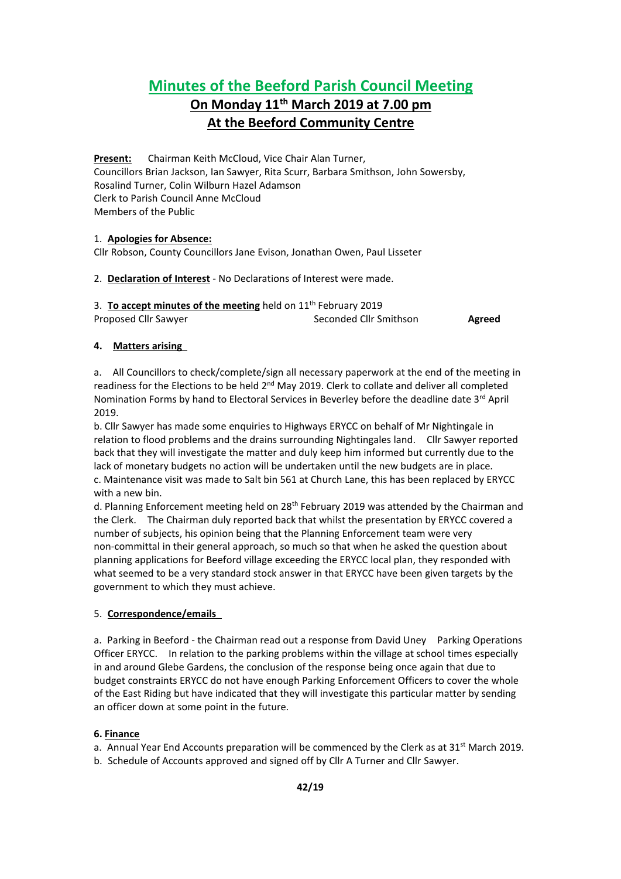# Minutes of the Beeford Parish Council Meeting

## On Monday 11th March 2019 at 7.00 pm

## At the Beeford Community Centre

**Present:** Chairman Keith McCloud, Vice Chair Alan Turner, Councillors Brian Jackson, Ian Sawyer, Rita Scurr, Barbara Smithson, John Sowersby, Rosalind Turner, Colin Wilburn Hazel Adamson
Clerk to Parish Council Anne McCloud
Members of the Public

1. **Apologies for Absence:**
Cllr Robson, County Councillors Jane Evison, Jonathan Owen, Paul Lisseter

2. **Declaration of Interest** - No Declarations of Interest were made.

3. **To accept minutes of the meeting** held on 11th February 2019
Proposed Cllr Sawyer Seconded Cllr Smithson **Agreed**

**4. Matters arising**

a. All Councillors to check/complete/sign all necessary paperwork at the end of the meeting in readiness for the Elections to be held 2nd May 2019. Clerk to collate and deliver all completed Nomination Forms by hand to Electoral Services in Beverley before the deadline date 3rd April 2019.

b. Cllr Sawyer has made some enquiries to Highways ERYCC on behalf of Mr Nightingale in relation to flood problems and the drains surrounding Nightingales land. Cllr Sawyer reported back that they will investigate the matter and duly keep him informed but currently due to the lack of monetary budgets no action will be undertaken until the new budgets are in place.

c. Maintenance visit was made to Salt bin 561 at Church Lane, this has been replaced by ERYCC with a new bin.

d. Planning Enforcement meeting held on 28th February 2019 was attended by the Chairman and the Clerk. The Chairman duly reported back that whilst the presentation by ERYCC covered a number of subjects, his opinion being that the Planning Enforcement team were very non-committal in their general approach, so much so that when he asked the question about planning applications for Beeford village exceeding the ERYCC local plan, they responded with what seemed to be a very standard stock answer in that ERYCC have been given targets by the government to which they must achieve.

5. **Correspondence/emails**

a. Parking in Beeford - the Chairman read out a response from David Uney Parking Operations Officer ERYCC. In relation to the parking problems within the village at school times especially in and around Glebe Gardens, the conclusion of the response being once again that due to budget constraints ERYCC do not have enough Parking Enforcement Officers to cover the whole of the East Riding but have indicated that they will investigate this particular matter by sending an officer down at some point in the future.

**6. Finance**

a. Annual Year End Accounts preparation will be commenced by the Clerk as at 31st March 2019.
b. Schedule of Accounts approved and signed off by Cllr A Turner and Cllr Sawyer.

**42/19**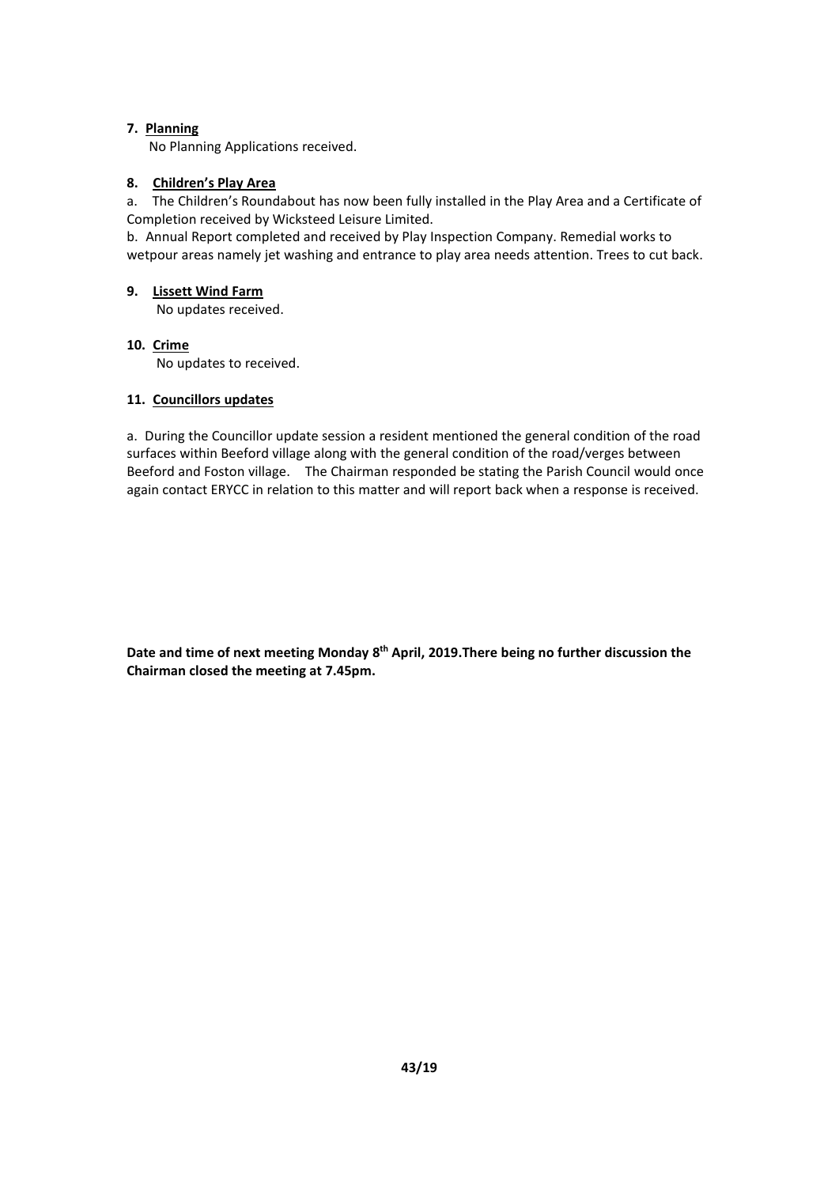**7. Planning**

No Planning Applications received.

**8. Children's Play Area**

a. The Children's Roundabout has now been fully installed in the Play Area and a Certificate of Completion received by Wicksteed Leisure Limited.

b. Annual Report completed and received by Play Inspection Company. Remedial works to wetpour areas namely jet washing and entrance to play area needs attention. Trees to cut back.

**9. Lissett Wind Farm**

No updates received.

**10. Crime**

No updates to received.

**11. Councillors updates**

a. During the Councillor update session a resident mentioned the general condition of the road surfaces within Beeford village along with the general condition of the road/verges between Beeford and Foston village. The Chairman responded be stating the Parish Council would once again contact ERYCC in relation to this matter and will report back when a response is received.

**Date and time of next meeting Monday 8th April, 2019.There being no further discussion the Chairman closed the meeting at 7.45pm.**

**43/19**